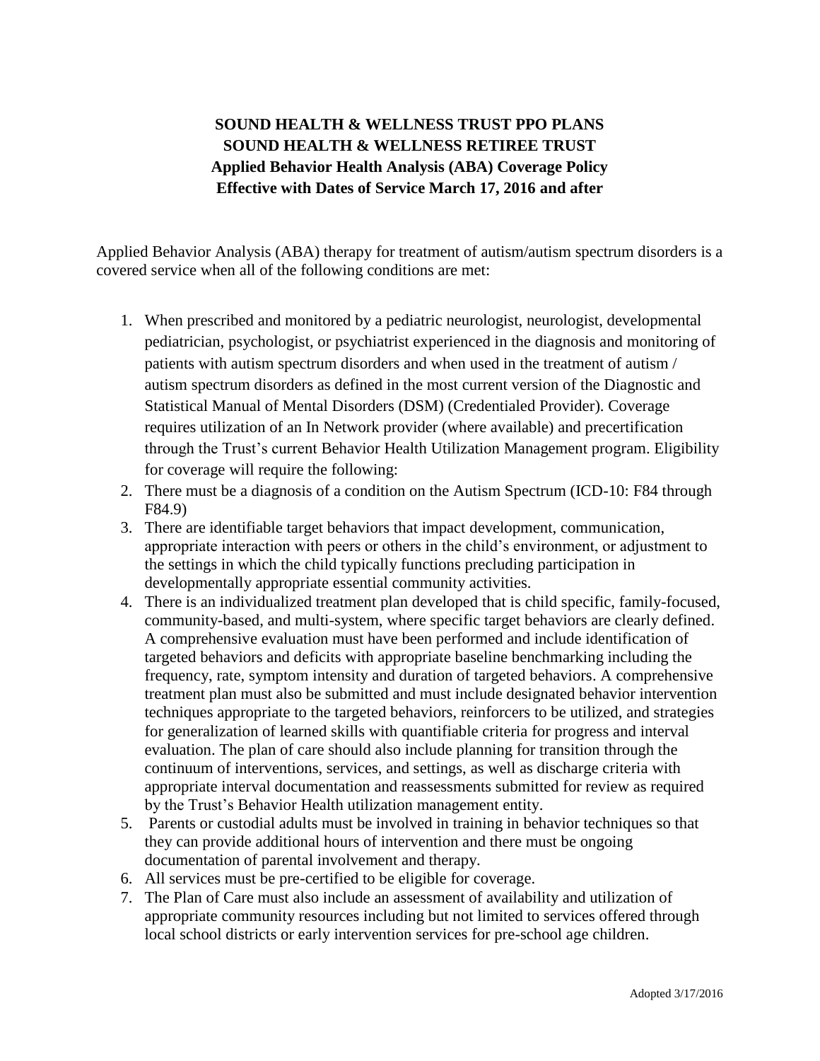**SOUND HEALTH & WELLNESS TRUST PPO PLANS**
**SOUND HEALTH & WELLNESS RETIREE TRUST**
**Applied Behavior Health Analysis (ABA) Coverage Policy**
**Effective with Dates of Service March 17, 2016 and after**

Applied Behavior Analysis (ABA) therapy for treatment of autism/autism spectrum disorders is a covered service when all of the following conditions are met:

1. When prescribed and monitored by a pediatric neurologist, neurologist, developmental pediatrician, psychologist, or psychiatrist experienced in the diagnosis and monitoring of patients with autism spectrum disorders and when used in the treatment of autism / autism spectrum disorders as defined in the most current version of the Diagnostic and Statistical Manual of Mental Disorders (DSM) (Credentialed Provider). Coverage requires utilization of an In Network provider (where available) and precertification through the Trust's current Behavior Health Utilization Management program. Eligibility for coverage will require the following:
2. There must be a diagnosis of a condition on the Autism Spectrum (ICD-10: F84 through F84.9)
3. There are identifiable target behaviors that impact development, communication, appropriate interaction with peers or others in the child's environment, or adjustment to the settings in which the child typically functions precluding participation in developmentally appropriate essential community activities.
4. There is an individualized treatment plan developed that is child specific, family-focused, community-based, and multi-system, where specific target behaviors are clearly defined. A comprehensive evaluation must have been performed and include identification of targeted behaviors and deficits with appropriate baseline benchmarking including the frequency, rate, symptom intensity and duration of targeted behaviors. A comprehensive treatment plan must also be submitted and must include designated behavior intervention techniques appropriate to the targeted behaviors, reinforcers to be utilized, and strategies for generalization of learned skills with quantifiable criteria for progress and interval evaluation. The plan of care should also include planning for transition through the continuum of interventions, services, and settings, as well as discharge criteria with appropriate interval documentation and reassessments submitted for review as required by the Trust's Behavior Health utilization management entity.
5. Parents or custodial adults must be involved in training in behavior techniques so that they can provide additional hours of intervention and there must be ongoing documentation of parental involvement and therapy.
6. All services must be pre-certified to be eligible for coverage.
7. The Plan of Care must also include an assessment of availability and utilization of appropriate community resources including but not limited to services offered through local school districts or early intervention services for pre-school age children.

Adopted 3/17/2016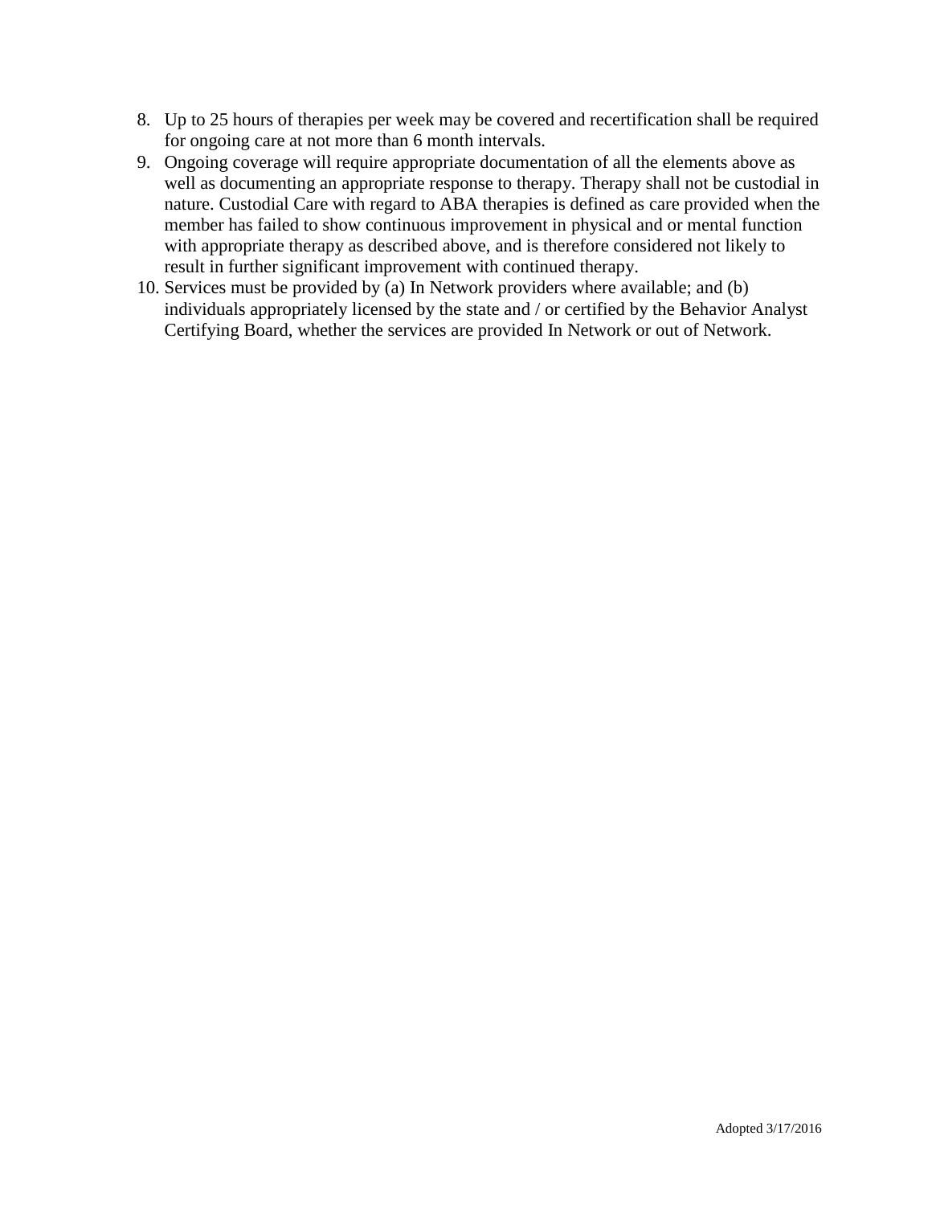8. Up to 25 hours of therapies per week may be covered and recertification shall be required for ongoing care at not more than 6 month intervals.
9. Ongoing coverage will require appropriate documentation of all the elements above as well as documenting an appropriate response to therapy. Therapy shall not be custodial in nature. Custodial Care with regard to ABA therapies is defined as care provided when the member has failed to show continuous improvement in physical and or mental function with appropriate therapy as described above, and is therefore considered not likely to result in further significant improvement with continued therapy.
10. Services must be provided by (a) In Network providers where available; and (b) individuals appropriately licensed by the state and / or certified by the Behavior Analyst Certifying Board, whether the services are provided In Network or out of Network.

Adopted 3/17/2016